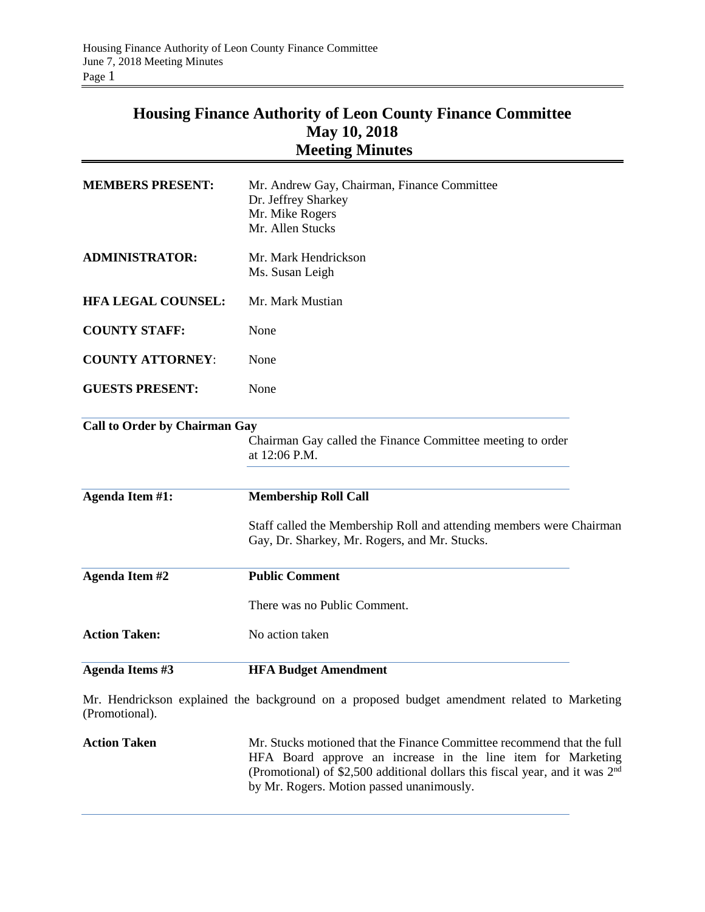# Housing Finance Authority of Leon County Finance Committee
## May 10, 2018
## Meeting Minutes

**MEMBERS PRESENT:** Mr. Andrew Gay, Chairman, Finance Committee
Dr. Jeffrey Sharkey
Mr. Mike Rogers
Mr. Allen Stucks

**ADMINISTRATOR:** Mr. Mark Hendrickson
Ms. Susan Leigh

**HFA LEGAL COUNSEL:** Mr. Mark Mustian

**COUNTY STAFF:** None

**COUNTY ATTORNEY:** None

**GUESTS PRESENT:** None

---

**Call to Order by Chairman Gay**

Chairman Gay called the Finance Committee meeting to order at 12:06 P.M.

---

**Agenda Item #1:** **Membership Roll Call**

Staff called the Membership Roll and attending members were Chairman Gay, Dr. Sharkey, Mr. Rogers, and Mr. Stucks.

---

**Agenda Item #2** **Public Comment**

There was no Public Comment.

**Action Taken:** No action taken

---

**Agenda Items #3** **HFA Budget Amendment**

Mr. Hendrickson explained the background on a proposed budget amendment related to Marketing (Promotional).

**Action Taken** Mr. Stucks motioned that the Finance Committee recommend that the full HFA Board approve an increase in the line item for Marketing (Promotional) of $2,500 additional dollars this fiscal year, and it was 2nd by Mr. Rogers. Motion passed unanimously.

---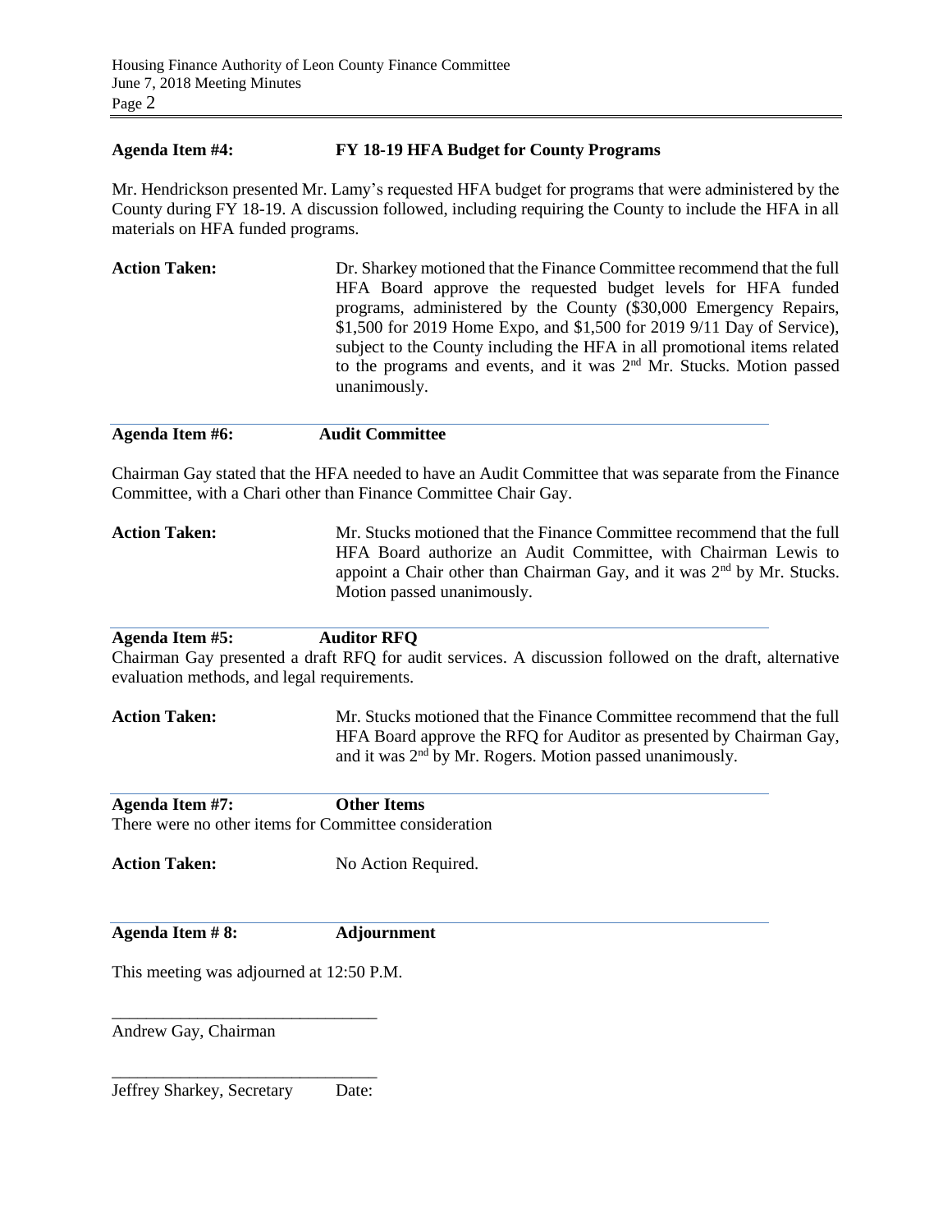**Agenda Item #4:** **FY 18-19 HFA Budget for County Programs**

Mr. Hendrickson presented Mr. Lamy's requested HFA budget for programs that were administered by the County during FY 18-19. A discussion followed, including requiring the County to include the HFA in all materials on HFA funded programs.

**Action Taken:** Dr. Sharkey motioned that the Finance Committee recommend that the full HFA Board approve the requested budget levels for HFA funded programs, administered by the County ($30,000 Emergency Repairs, $1,500 for 2019 Home Expo, and $1,500 for 2019 9/11 Day of Service), subject to the County including the HFA in all promotional items related to the programs and events, and it was 2nd Mr. Stucks. Motion passed unanimously.

**Agenda Item #6:** **Audit Committee**

Chairman Gay stated that the HFA needed to have an Audit Committee that was separate from the Finance Committee, with a Chari other than Finance Committee Chair Gay.

**Action Taken:** Mr. Stucks motioned that the Finance Committee recommend that the full HFA Board authorize an Audit Committee, with Chairman Lewis to appoint a Chair other than Chairman Gay, and it was 2nd by Mr. Stucks. Motion passed unanimously.

**Agenda Item #5:** **Auditor RFQ**

Chairman Gay presented a draft RFQ for audit services. A discussion followed on the draft, alternative evaluation methods, and legal requirements.

**Action Taken:** Mr. Stucks motioned that the Finance Committee recommend that the full HFA Board approve the RFQ for Auditor as presented by Chairman Gay, and it was 2nd by Mr. Rogers. Motion passed unanimously.

**Agenda Item #7:** **Other Items**

There were no other items for Committee consideration

**Action Taken:** No Action Required.

**Agenda Item # 8:** **Adjournment**

This meeting was adjourned at 12:50 P.M.

\_\_\_\_\_\_\_\_\_\_\_\_\_\_\_\_\_\_\_\_\_\_\_\_\_\_\_\_\_\_\_\_

Andrew Gay, Chairman

\_\_\_\_\_\_\_\_\_\_\_\_\_\_\_\_\_\_\_\_\_\_\_\_\_\_\_\_\_\_\_\_

Jeffrey Sharkey, Secretary Date: